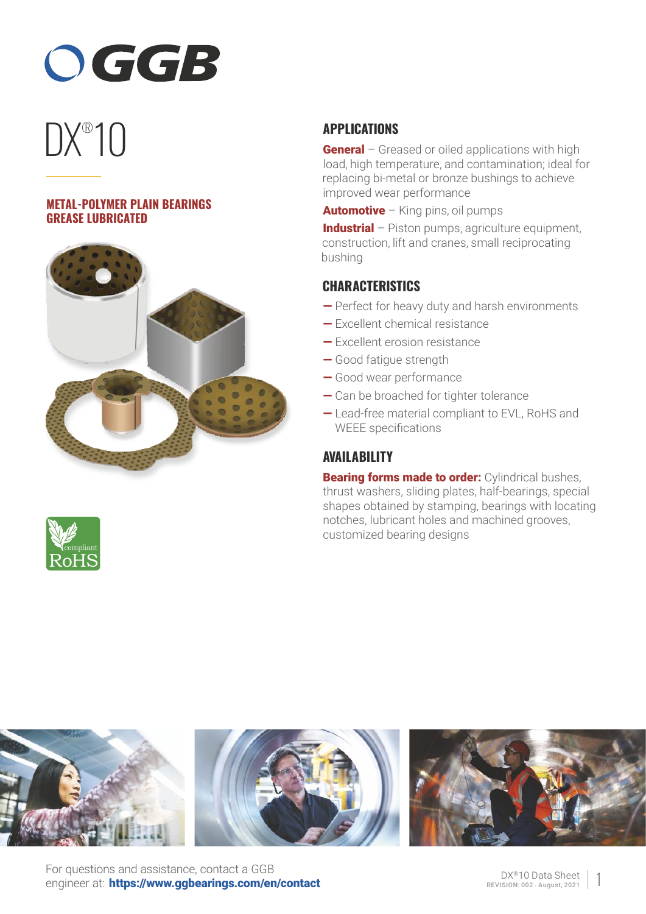# DX®10

**METAL-POLYMER PLAIN BEARINGS**
**GREASE LUBRICATED**

## APPLICATIONS

**General** – Greased or oiled applications with high load, high temperature, and contamination; ideal for replacing bi-metal or bronze bushings to achieve improved wear performance

**Automotive** – King pins, oil pumps

**Industrial** – Piston pumps, agriculture equipment, construction, lift and cranes, small reciprocating bushing

## CHARACTERISTICS

- Perfect for heavy duty and harsh environments
- Excellent chemical resistance
- Excellent erosion resistance
- Good fatigue strength
- Good wear performance
- Can be broached for tighter tolerance
- Lead-free material compliant to EVL, RoHS and WEEE specifications

## AVAILABILITY

**Bearing forms made to order:** Cylindrical bushes, thrust washers, sliding plates, half-bearings, special shapes obtained by stamping, bearings with locating notches, lubricant holes and machined grooves, customized bearing designs

For questions and assistance, contact a GGB engineer at: **https://www.ggbearings.com/en/contact**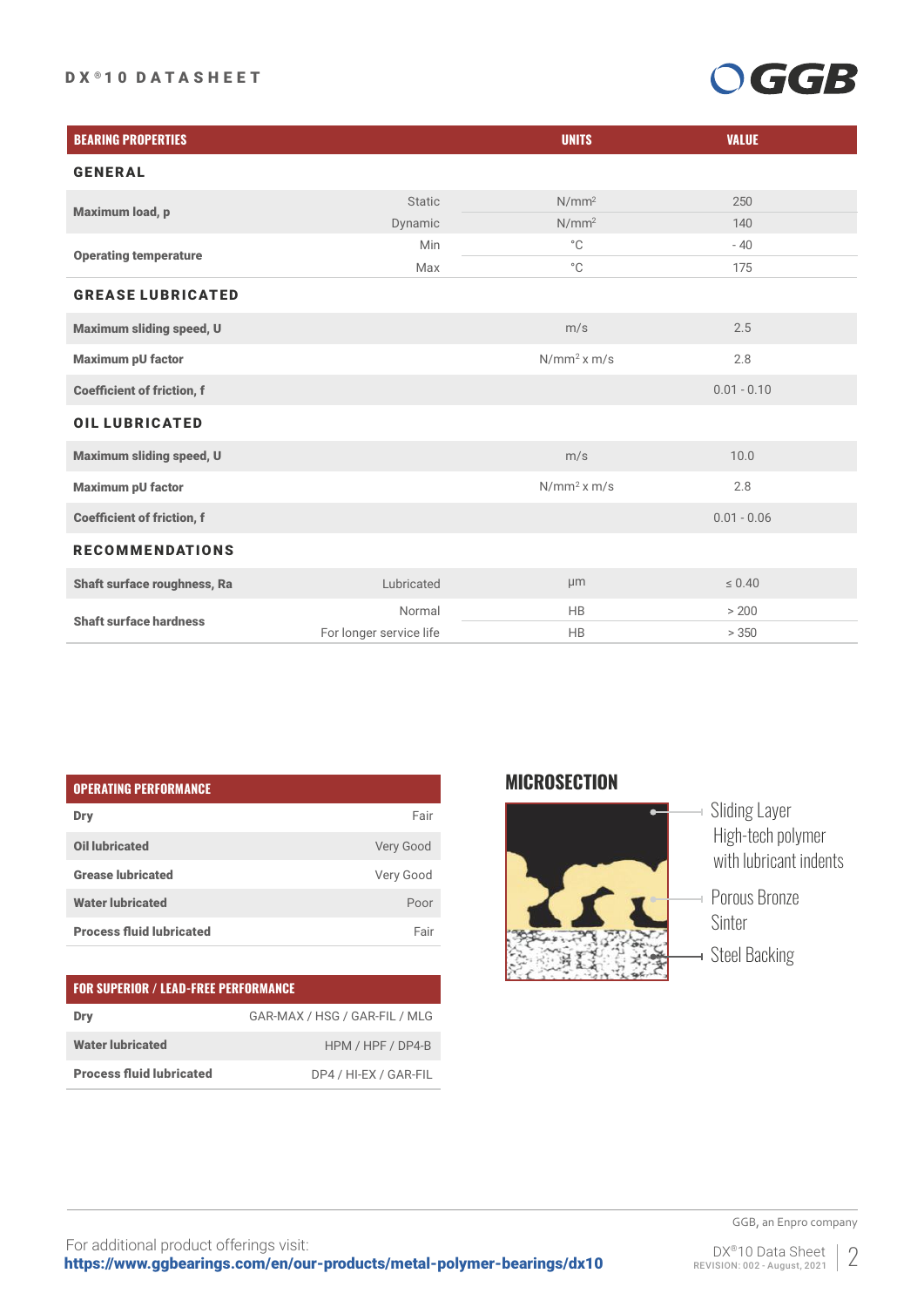| BEARING PROPERTIES | | UNITS | VALUE |
|---|---|---|---|
| **GENERAL** | | | |
| **Maximum load, p** | Static | N/mm² | 250 |
| | Dynamic | N/mm² | 140 |
| **Operating temperature** | Min | °C | - 40 |
| | Max | °C | 175 |
| **GREASE LUBRICATED** | | | |
| **Maximum sliding speed, U** | | m/s | 2.5 |
| **Maximum pU factor** | | N/mm² x m/s | 2.8 |
| **Coefficient of friction, f** | | | 0.01 - 0.10 |
| **OIL LUBRICATED** | | | |
| **Maximum sliding speed, U** | | m/s | 10.0 |
| **Maximum pU factor** | | N/mm² x m/s | 2.8 |
| **Coefficient of friction, f** | | | 0.01 - 0.06 |
| **RECOMMENDATIONS** | | | |
| **Shaft surface roughness, Ra** | Lubricated | µm | ≤ 0.40 |
| **Shaft surface hardness** | Normal | HB | > 200 |
| | For longer service life | HB | > 350 |

| OPERATING PERFORMANCE | |
|---|---|
| **Dry** | Fair |
| **Oil lubricated** | Very Good |
| **Grease lubricated** | Very Good |
| **Water lubricated** | Poor |
| **Process fluid lubricated** | Fair |

| FOR SUPERIOR / LEAD-FREE PERFORMANCE | |
|---|---|
| **Dry** | GAR-MAX / HSG / GAR-FIL / MLG |
| **Water lubricated** | HPM / HPF / DP4-B |
| **Process fluid lubricated** | DP4 / HI-EX / GAR-FIL |

## MICROSECTION

Sliding Layer
High-tech polymer with lubricant indents

Porous Bronze Sinter

Steel Backing

GGB, an Enpro company

For additional product offerings visit:
**https://www.ggbearings.com/en/our-products/metal-polymer-bearings/dx10**

DX®10 Data Sheet
REVISION: 002 - August, 2021